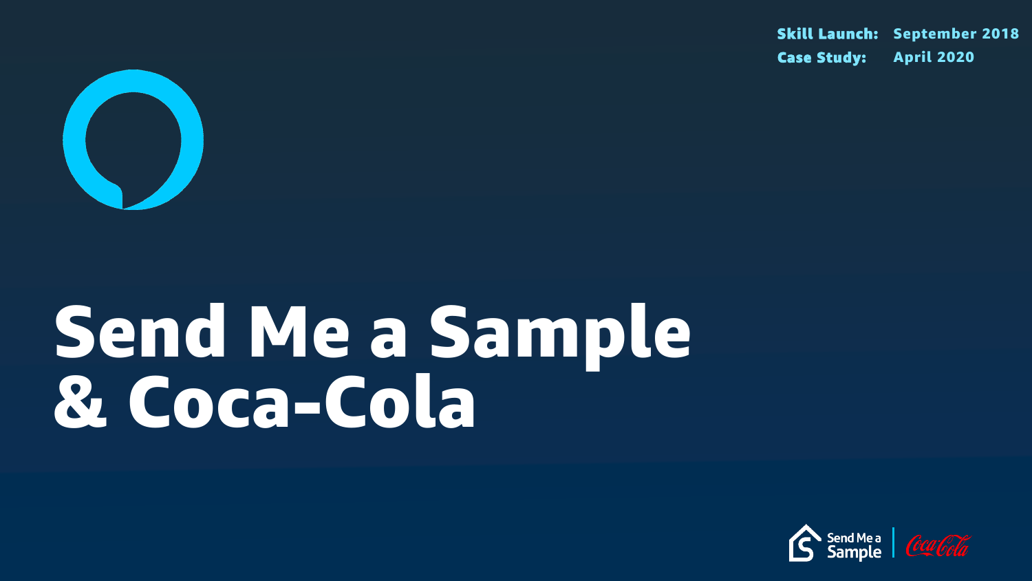**Skill Launch:** September 2018
**Case Study:** April 2020

# Send Me a Sample & Coca-Cola

Send Me a Sample | Coca-Cola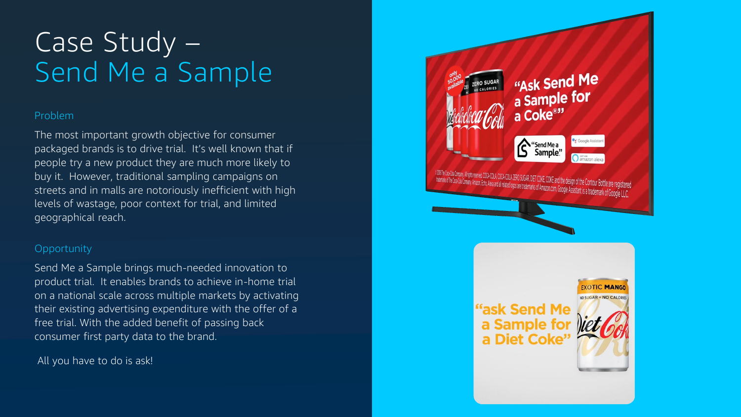# Case Study – Send Me a Sample

## Problem

The most important growth objective for consumer packaged brands is to drive trial. It's well known that if people try a new product they are much more likely to buy it. However, traditional sampling campaigns on streets and in malls are notoriously inefficient with high levels of wastage, poor context for trial, and limited geographical reach.

## Opportunity

Send Me a Sample brings much-needed innovation to product trial. It enables brands to achieve in-home trial on a national scale across multiple markets by activating their existing advertising expenditure with the offer of a free trial. With the added benefit of passing back consumer first party data to the brand.

All you have to do is ask!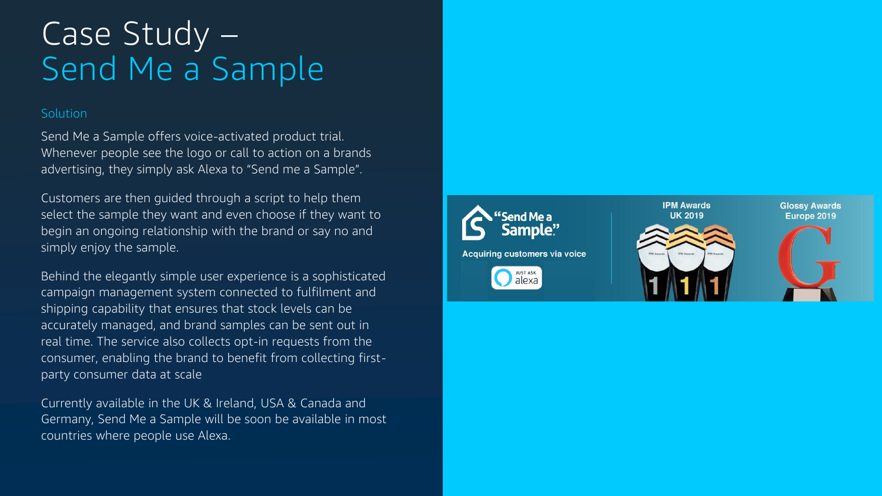# Case Study – Send Me a Sample

## Solution

Send Me a Sample offers voice-activated product trial. Whenever people see the logo or call to action on a brands advertising, they simply ask Alexa to "Send me a Sample".

Customers are then guided through a script to help them select the sample they want and even choose if they want to begin an ongoing relationship with the brand or say no and simply enjoy the sample.

Behind the elegantly simple user experience is a sophisticated campaign management system connected to fulfilment and shipping capability that ensures that stock levels can be accurately managed, and brand samples can be sent out in real time. The service also collects opt-in requests from the consumer, enabling the brand to benefit from collecting first-party consumer data at scale

Currently available in the UK & Ireland, USA & Canada and Germany, Send Me a Sample will be soon be available in most countries where people use Alexa.

"Send Me a Sample."

Acquiring customers via voice

JUST ASK alexa

IPM Awards UK 2019

Glossy Awards Europe 2019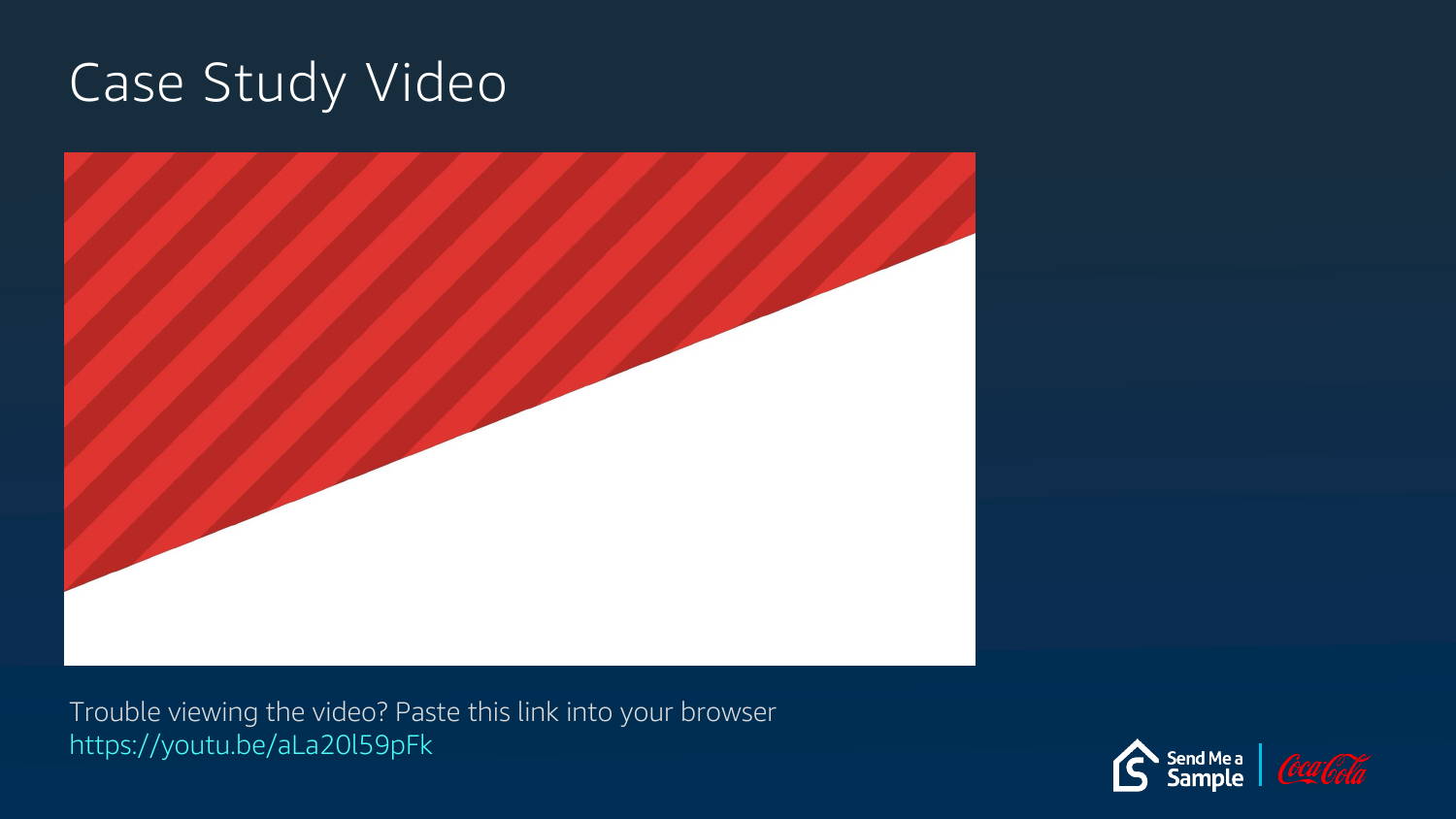# Case Study Video

Trouble viewing the video? Paste this link into your browser
https://youtu.be/aLa20l59pFk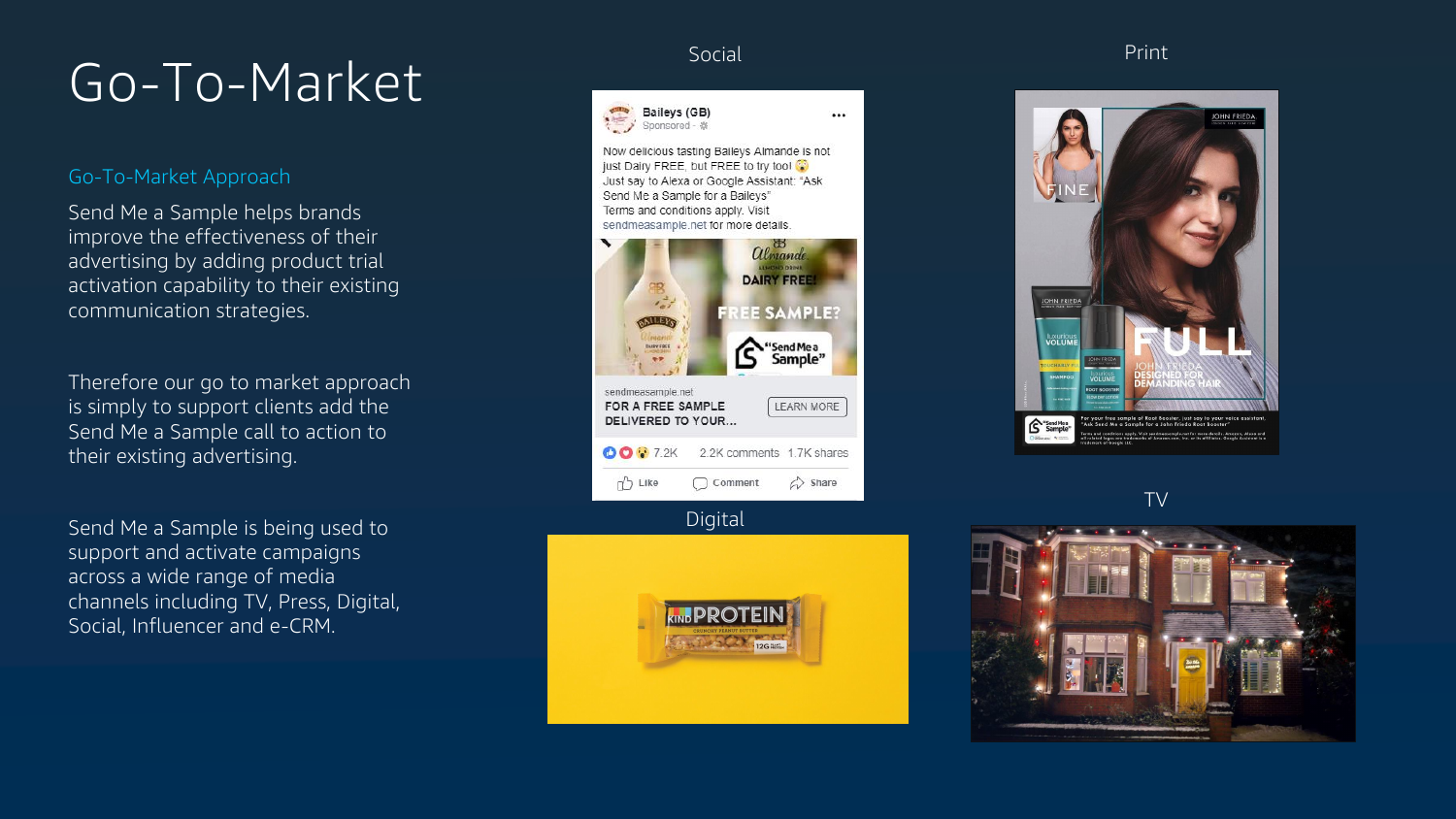# Go-To-Market

## Go-To-Market Approach

Send Me a Sample helps brands improve the effectiveness of their advertising by adding product trial activation capability to their existing communication strategies.

Therefore our go to market approach is simply to support clients add the Send Me a Sample call to action to their existing advertising.

Send Me a Sample is being used to support and activate campaigns across a wide range of media channels including TV, Press, Digital, Social, Influencer and e-CRM.

Social

Print

Digital

TV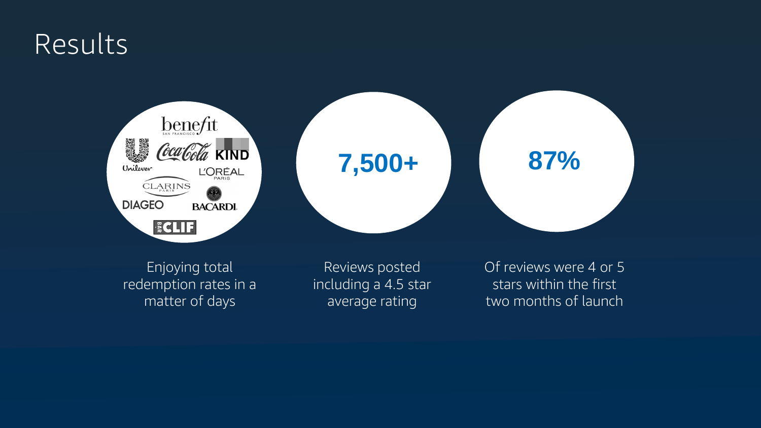# Results

Enjoying total redemption rates in a matter of days

**7,500+**

Reviews posted including a 4.5 star average rating

**87%**

Of reviews were 4 or 5 stars within the first two months of launch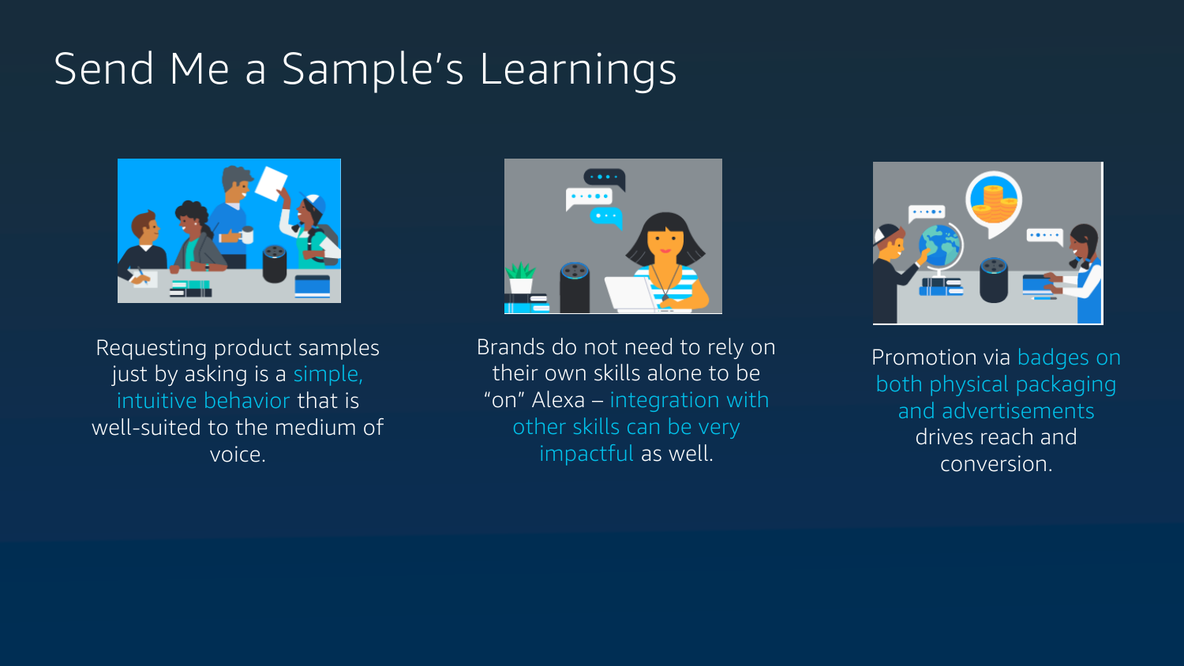# Send Me a Sample's Learnings

Requesting product samples just by asking is a simple, intuitive behavior that is well-suited to the medium of voice.

Brands do not need to rely on their own skills alone to be "on" Alexa – integration with other skills can be very impactful as well.

Promotion via badges on both physical packaging and advertisements drives reach and conversion.